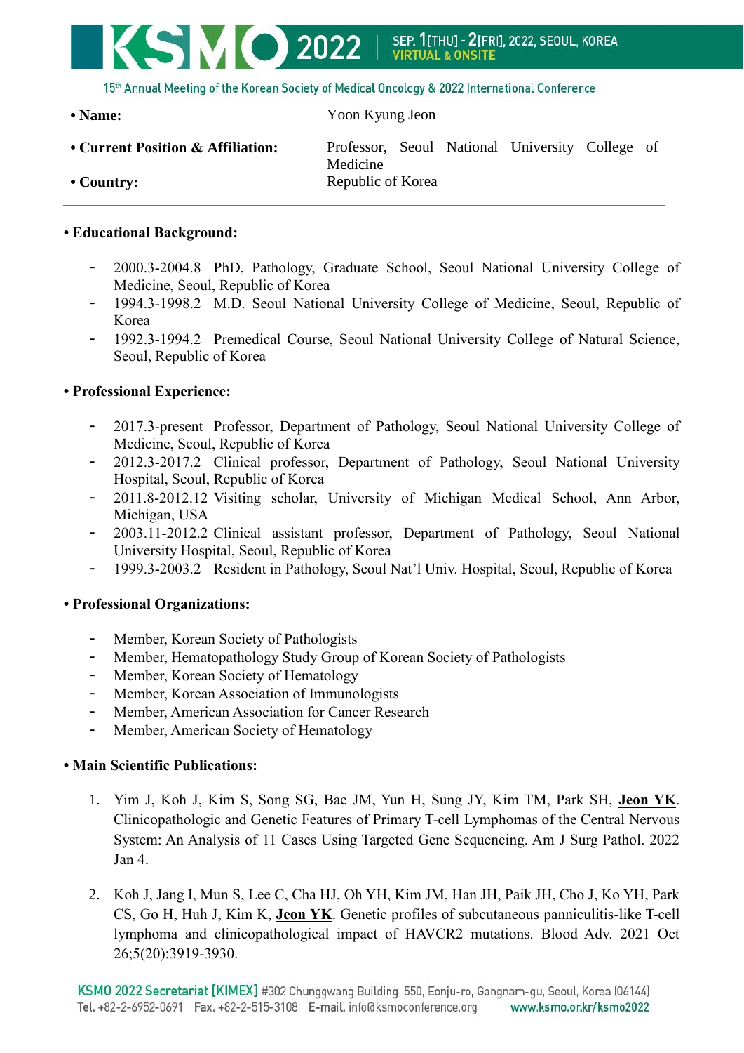- **Name:** Yoon Kyung Jeon
- **Current Position & Affiliation:** Professor, Seoul National University College of Medicine
- **Country:** Republic of Korea

---

**• Educational Background:**

- 2000.3-2004.8 PhD, Pathology, Graduate School, Seoul National University College of Medicine, Seoul, Republic of Korea
- 1994.3-1998.2 M.D. Seoul National University College of Medicine, Seoul, Republic of Korea
- 1992.3-1994.2 Premedical Course, Seoul National University College of Natural Science, Seoul, Republic of Korea

**• Professional Experience:**

- 2017.3-present Professor, Department of Pathology, Seoul National University College of Medicine, Seoul, Republic of Korea
- 2012.3-2017.2 Clinical professor, Department of Pathology, Seoul National University Hospital, Seoul, Republic of Korea
- 2011.8-2012.12 Visiting scholar, University of Michigan Medical School, Ann Arbor, Michigan, USA
- 2003.11-2012.2 Clinical assistant professor, Department of Pathology, Seoul National University Hospital, Seoul, Republic of Korea
- 1999.3-2003.2 Resident in Pathology, Seoul Nat'l Univ. Hospital, Seoul, Republic of Korea

**• Professional Organizations:**

- Member, Korean Society of Pathologists
- Member, Hematopathology Study Group of Korean Society of Pathologists
- Member, Korean Society of Hematology
- Member, Korean Association of Immunologists
- Member, American Association for Cancer Research
- Member, American Society of Hematology

**• Main Scientific Publications:**

1. Yim J, Koh J, Kim S, Song SG, Bae JM, Yun H, Sung JY, Kim TM, Park SH, **Jeon YK**. Clinicopathologic and Genetic Features of Primary T-cell Lymphomas of the Central Nervous System: An Analysis of 11 Cases Using Targeted Gene Sequencing. Am J Surg Pathol. 2022 Jan 4.

2. Koh J, Jang I, Mun S, Lee C, Cha HJ, Oh YH, Kim JM, Han JH, Paik JH, Cho J, Ko YH, Park CS, Go H, Huh J, Kim K, **Jeon YK**. Genetic profiles of subcutaneous panniculitis-like T-cell lymphoma and clinicopathological impact of HAVCR2 mutations. Blood Adv. 2021 Oct 26;5(20):3919-3930.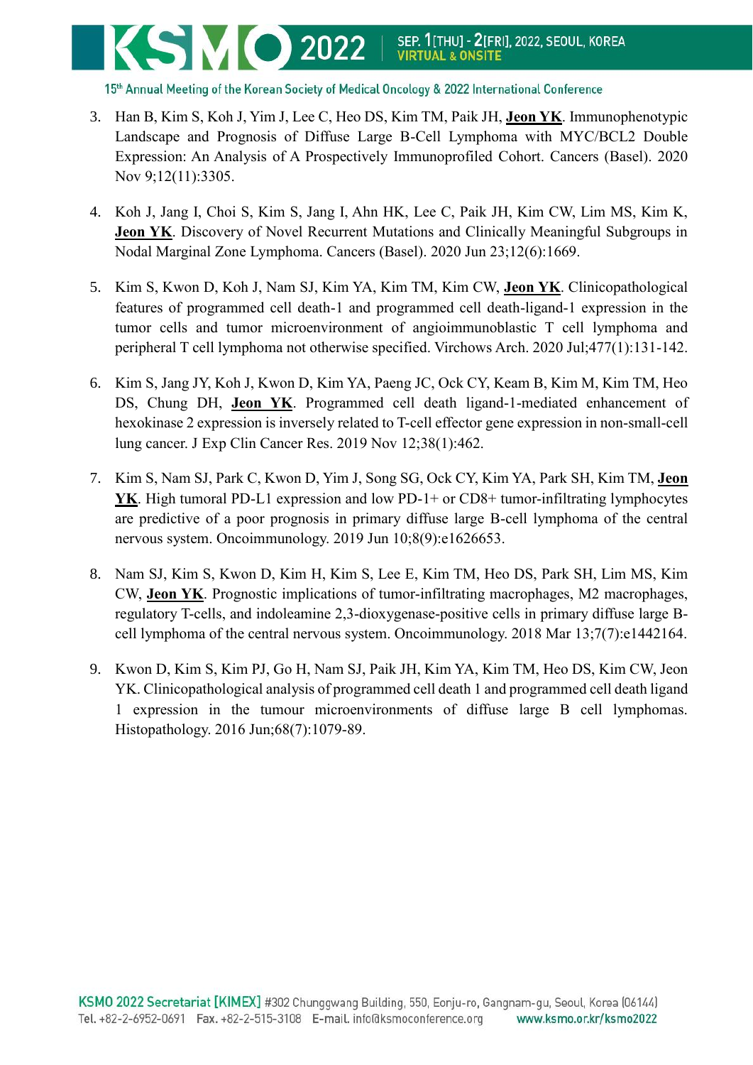3. Han B, Kim S, Koh J, Yim J, Lee C, Heo DS, Kim TM, Paik JH, **Jeon YK**. Immunophenotypic Landscape and Prognosis of Diffuse Large B-Cell Lymphoma with MYC/BCL2 Double Expression: An Analysis of A Prospectively Immunoprofiled Cohort. Cancers (Basel). 2020 Nov 9;12(11):3305.

4. Koh J, Jang I, Choi S, Kim S, Jang I, Ahn HK, Lee C, Paik JH, Kim CW, Lim MS, Kim K, **Jeon YK**. Discovery of Novel Recurrent Mutations and Clinically Meaningful Subgroups in Nodal Marginal Zone Lymphoma. Cancers (Basel). 2020 Jun 23;12(6):1669.

5. Kim S, Kwon D, Koh J, Nam SJ, Kim YA, Kim TM, Kim CW, **Jeon YK**. Clinicopathological features of programmed cell death-1 and programmed cell death-ligand-1 expression in the tumor cells and tumor microenvironment of angioimmunoblastic T cell lymphoma and peripheral T cell lymphoma not otherwise specified. Virchows Arch. 2020 Jul;477(1):131-142.

6. Kim S, Jang JY, Koh J, Kwon D, Kim YA, Paeng JC, Ock CY, Keam B, Kim M, Kim TM, Heo DS, Chung DH, **Jeon YK**. Programmed cell death ligand-1-mediated enhancement of hexokinase 2 expression is inversely related to T-cell effector gene expression in non-small-cell lung cancer. J Exp Clin Cancer Res. 2019 Nov 12;38(1):462.

7. Kim S, Nam SJ, Park C, Kwon D, Yim J, Song SG, Ock CY, Kim YA, Park SH, Kim TM, **Jeon YK**. High tumoral PD-L1 expression and low PD-1+ or CD8+ tumor-infiltrating lymphocytes are predictive of a poor prognosis in primary diffuse large B-cell lymphoma of the central nervous system. Oncoimmunology. 2019 Jun 10;8(9):e1626653.

8. Nam SJ, Kim S, Kwon D, Kim H, Kim S, Lee E, Kim TM, Heo DS, Park SH, Lim MS, Kim CW, **Jeon YK**. Prognostic implications of tumor-infiltrating macrophages, M2 macrophages, regulatory T-cells, and indoleamine 2,3-dioxygenase-positive cells in primary diffuse large B-cell lymphoma of the central nervous system. Oncoimmunology. 2018 Mar 13;7(7):e1442164.

9. Kwon D, Kim S, Kim PJ, Go H, Nam SJ, Paik JH, Kim YA, Kim TM, Heo DS, Kim CW, Jeon YK. Clinicopathological analysis of programmed cell death 1 and programmed cell death ligand 1 expression in the tumour microenvironments of diffuse large B cell lymphomas. Histopathology. 2016 Jun;68(7):1079-89.